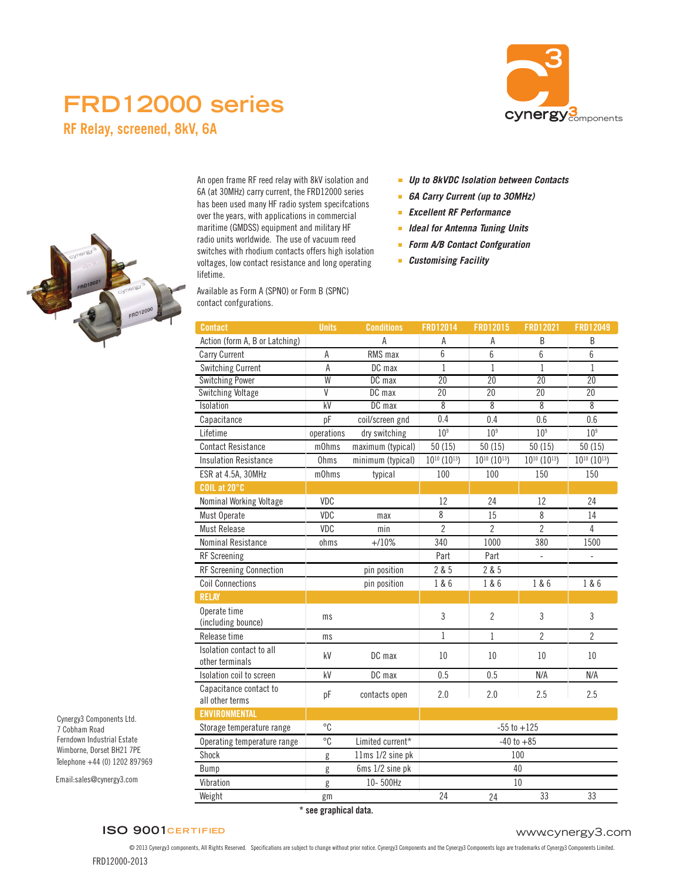# FRD12000 series

## RF Relay, screened, 8kV, 6A

An open frame RF reed relay with 8kV isolation and 6A (at 30MHz) carry current, the FRD12000 series has been used many HF radio system specifcations over the years, with applications in commercial maritime (GMDSS) equipment and military HF radio units worldwide. The use of vacuum reed switches with rhodium contacts offers high isolation voltages, low contact resistance and long operating lifetime.

Available as Form A (SPNO) or Form B (SPNC) contact confgurations.

- ***Up to 8kVDC Isolation between Contacts***
- ***6A Carry Current (up to 30MHz)***
- ***Excellent RF Performance***
- ***Ideal for Antenna Tuning Units***
- ***Form A/B Contact Confguration***
- ***Customising Facility***

| Contact | Units | Conditions | FRD12014 | FRD12015 | FRD12021 | FRD12049 |
|---|---|---|---|---|---|---|
| Action (form A, B or Latching) | | A | A | A | B | B |
| Carry Current | A | RMS max | 6 | 6 | 6 | 6 |
| Switching Current | A | DC max | 1 | 1 | 1 | 1 |
| Switching Power | W | DC max | 20 | 20 | 20 | 20 |
| Switching Voltage | V | DC max | 20 | 20 | 20 | 20 |
| Isolation | kV | DC max | 8 | 8 | 8 | 8 |
| Capacitance | pF | coil/screen gnd | 0.4 | 0.4 | 0.6 | 0.6 |
| Lifetime | operations | dry switching | $10^9$ | $10^9$ | $10^9$ | $10^9$ |
| Contact Resistance | mOhms | maximum (typical) | 50 (15) | 50 (15) | 50 (15) | 50 (15) |
| Insulation Resistance | Ohms | minimum (typical) | $10^{10}$ ($10^{13}$) | $10^{10}$ ($10^{13}$) | $10^{10}$ ($10^{13}$) | $10^{10}$ ($10^{13}$) |
| ESR at 4.5A, 30MHz | mOhms | typical | 100 | 100 | 150 | 150 |
| **COIL at 20°C** | | | | | | |
| Nominal Working Voltage | VDC | | 12 | 24 | 12 | 24 |
| Must Operate | VDC | max | 8 | 15 | 8 | 14 |
| Must Release | VDC | min | 2 | 2 | 2 | 4 |
| Nominal Resistance | ohms | +/10% | 340 | 1000 | 380 | 1500 |
| RF Screening | | | Part | Part | - | - |
| RF Screening Connection | | pin position | 2 & 5 | 2 & 5 | | |
| Coil Connections | | pin position | 1 & 6 | 1 & 6 | 1 & 6 | 1 & 6 |
| **RELAY** | | | | | | |
| Operate time (including bounce) | ms | | 3 | 2 | 3 | 3 |
| Release time | ms | | 1 | 1 | 2 | 2 |
| Isolation contact to all other terminals | kV | DC max | 10 | 10 | 10 | 10 |
| Isolation coil to screen | kV | DC max | 0.5 | 0.5 | N/A | N/A |
| Capacitance contact to all other terms | pF | contacts open | 2.0 | 2.0 | 2.5 | 2.5 |
| **ENVIRONMENTAL** | | | | | | |
| Storage temperature range | °C | | -55 to +125 | | | |
| Operating temperature range | °C | Limited current* | -40 to +85 | | | |
| Shock | g | 11ms 1/2 sine pk | 100 | | | |
| Bump | g | 6ms 1/2 sine pk | 40 | | | |
| Vibration | g | 10- 500Hz | 10 | | | |
| Weight | gm | | 24 | 24 | 33 | 33 |

**\* see graphical data.**

Cynergy3 Components Ltd.
7 Cobham Road
Ferndown Industrial Estate
Wimborne, Dorset BH21 7PE
Telephone +44 (0) 1202 897969

Email:sales@cynergy3.com

ISO 9001 CERTIFIED

www.cynergy3.com

© 2013 Cynergy3 components, All Rights Reserved. Specifications are subject to change without prior notice. Cynergy3 Components and the Cynergy3 Components logo are trademarks of Cynergy3 Components Limited.

FRD12000-2013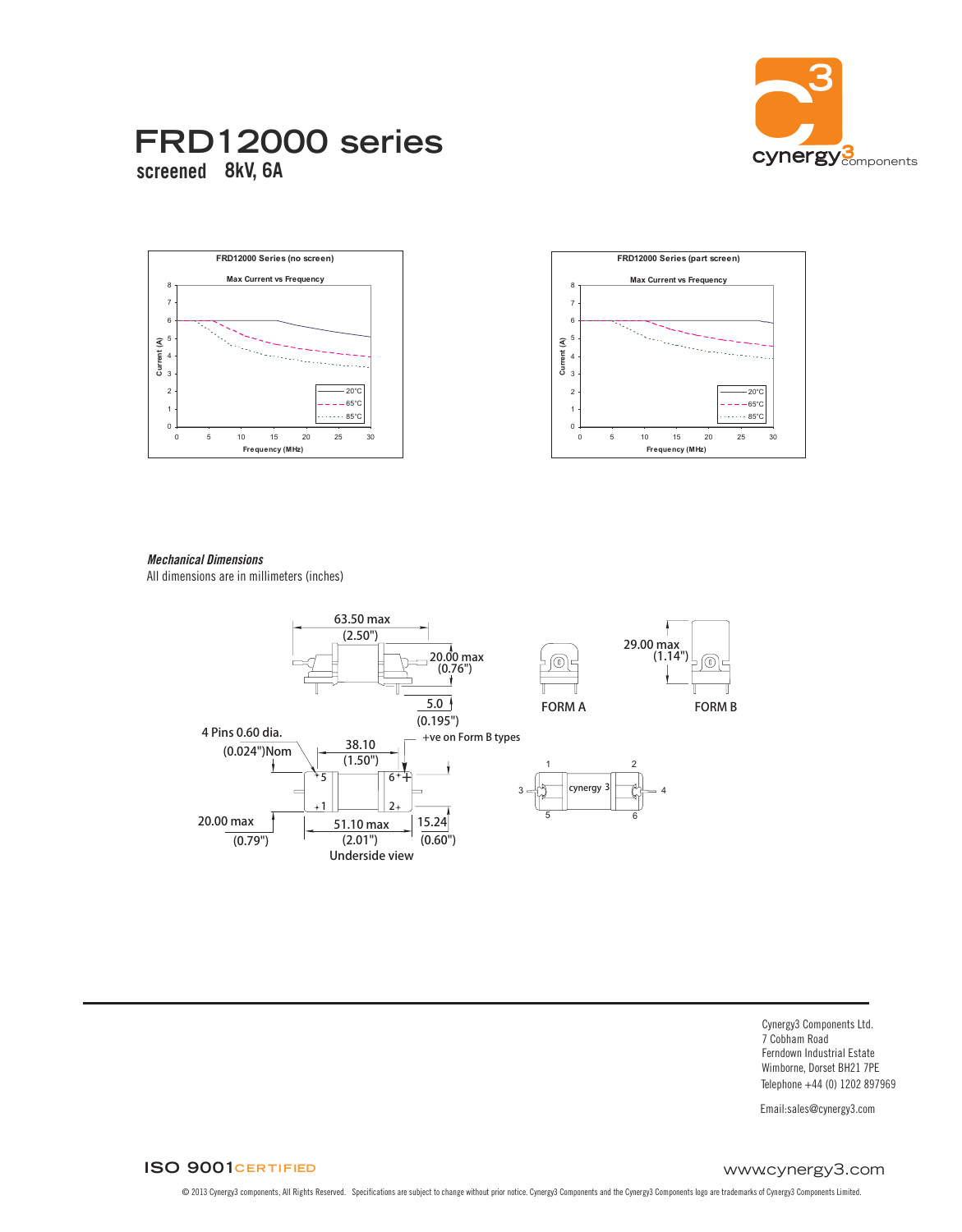# FRD12000 series

**screened 8kV, 6A**

FRD12000 Series (no screen)

Max Current vs Frequency

Current (A)

0 1 2 3 4 5 6 7 8

0 5 10 15 20 25 30

Frequency (MHz)

20°C
65°C
85°C

FRD12000 Series (part screen)

Max Current vs Frequency

Current (A)

0 1 2 3 4 5 6 7 8

0 5 10 15 20 25 30

Frequency (MHz)

20°C
65°C
85°C

***Mechanical Dimensions***

All dimensions are in millimeters (inches)

63.50 max (2.50")

20.00 max (0.76")

5.0 (0.195")

FORM A

29.00 max (1.14")

FORM B

4 Pins 0.60 dia. (0.024")Nom

38.10 (1.50")

+ve on Form B types

5 6 1 2

20.00 max (0.79")

51.10 max (2.01")

15.24 (0.60")

Underside view

1 2 3 4 5 6

cynergy 3

Cynergy3 Components Ltd.
7 Cobham Road
Ferndown Industrial Estate
Wimborne, Dorset BH21 7PE
Telephone +44 (0) 1202 897969

Email:sales@cynergy3.com

ISO 9001CERTIFIED

www.cynergy3.com

© 2013 Cynergy3 components, All Rights Reserved. Specifications are subject to change without prior notice. Cynergy3 Components and the Cynergy3 Components logo are trademarks of Cynergy3 Components Limited.